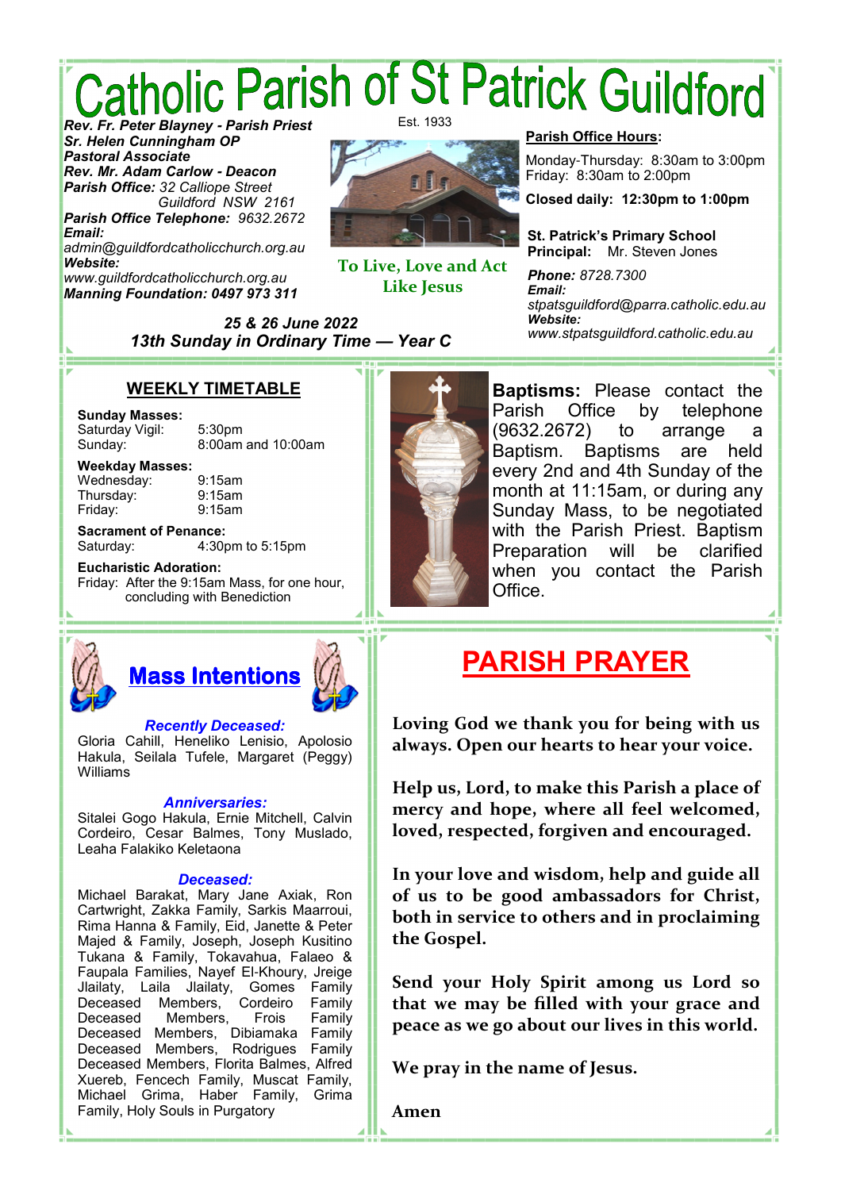# Catholic Parish of St Patrick Guildford

Est. 1933

***Rev. Fr. Peter Blayney - Parish Priest***
***Sr. Helen Cunningham OP***
***Pastoral Associate***
***Rev. Mr. Adam Carlow - Deacon***
***Parish Office:*** *32 Calliope Street Guildford NSW 2161*
***Parish Office Telephone:*** *9632.2672*
***Email:***
*admin@guildfordcatholicchurch.org.au*
***Website:***
*www.guildfordcatholicchurch.org.au*
***Manning Foundation: 0497 973 311***

**To Live, Love and Act Like Jesus**

**Parish Office Hours:**

Monday-Thursday: 8:30am to 3:00pm
Friday: 8:30am to 2:00pm

**Closed daily: 12:30pm to 1:00pm**

**St. Patrick's Primary School**
**Principal:** Mr. Steven Jones

***Phone:*** *8728.7300*
***Email:***
*stpatsguildford@parra.catholic.edu.au*
***Website:***
*www.stpatsguildford.catholic.edu.au*

***25 & 26 June 2022***
***13th Sunday in Ordinary Time — Year C***

## WEEKLY TIMETABLE

**Sunday Masses:**
Saturday Vigil: 5:30pm
Sunday: 8:00am and 10:00am

**Weekday Masses:**
Wednesday: 9:15am
Thursday: 9:15am
Friday: 9:15am

**Sacrament of Penance:**
Saturday: 4:30pm to 5:15pm

**Eucharistic Adoration:**
Friday: After the 9:15am Mass, for one hour, concluding with Benediction

**Baptisms:** Please contact the Parish Office by telephone (9632.2672) to arrange a Baptism. Baptisms are held every 2nd and 4th Sunday of the month at 11:15am, or during any Sunday Mass, to be negotiated with the Parish Priest. Baptism Preparation will be clarified when you contact the Parish Office.

## Mass Intentions

***Recently Deceased:***
Gloria Cahill, Heneliko Lenisio, Apolosio Hakula, Seilala Tufele, Margaret (Peggy) Williams

***Anniversaries:***
Sitalei Gogo Hakula, Ernie Mitchell, Calvin Cordeiro, Cesar Balmes, Tony Muslado, Leaha Falakiko Keletaona

***Deceased:***
Michael Barakat, Mary Jane Axiak, Ron Cartwright, Zakka Family, Sarkis Maarroui, Rima Hanna & Family, Eid, Janette & Peter Majed & Family, Joseph, Joseph Kusitino Tukana & Family, Tokavahua, Falaeo & Faupala Families, Nayef El-Khoury, Jreige Jlailaty, Laila Jlailaty, Gomes Family Deceased Members, Cordeiro Family Deceased Members, Frois Family Deceased Members, Dibiamaka Family Deceased Members, Rodrigues Family Deceased Members, Florita Balmes, Alfred Xuereb, Fencech Family, Muscat Family, Michael Grima, Haber Family, Grima Family, Holy Souls in Purgatory

## PARISH PRAYER

**Loving God we thank you for being with us always. Open our hearts to hear your voice.**

**Help us, Lord, to make this Parish a place of mercy and hope, where all feel welcomed, loved, respected, forgiven and encouraged.**

**In your love and wisdom, help and guide all of us to be good ambassadors for Christ, both in service to others and in proclaiming the Gospel.**

**Send your Holy Spirit among us Lord so that we may be filled with your grace and peace as we go about our lives in this world.**

**We pray in the name of Jesus.**

**Amen**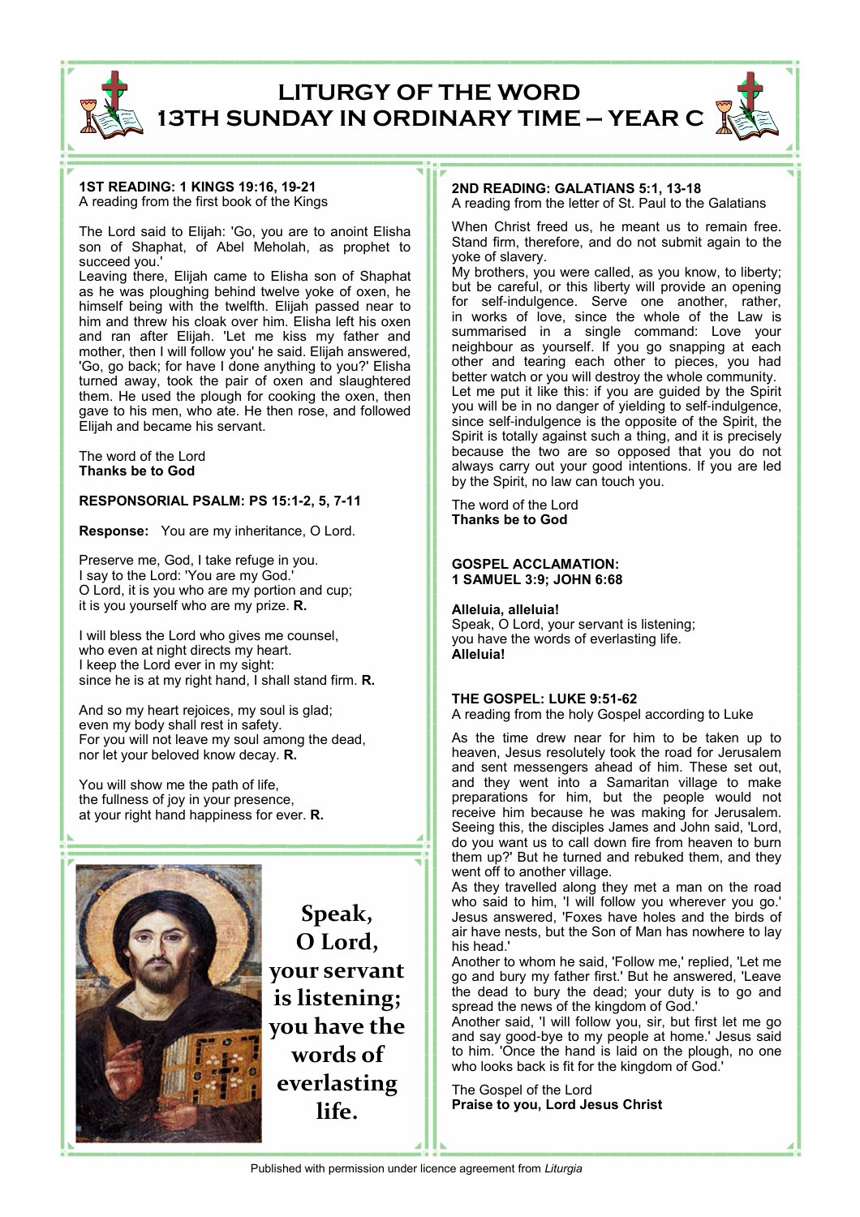# LITURGY OF THE WORD
# 13TH SUNDAY IN ORDINARY TIME – YEAR C

**1ST READING: 1 KINGS 19:16, 19-21**
A reading from the first book of the Kings

The Lord said to Elijah: 'Go, you are to anoint Elisha son of Shaphat, of Abel Meholah, as prophet to succeed you.'
Leaving there, Elijah came to Elisha son of Shaphat as he was ploughing behind twelve yoke of oxen, he himself being with the twelfth. Elijah passed near to him and threw his cloak over him. Elisha left his oxen and ran after Elijah. 'Let me kiss my father and mother, then I will follow you' he said. Elijah answered, 'Go, go back; for have I done anything to you?' Elisha turned away, took the pair of oxen and slaughtered them. He used the plough for cooking the oxen, then gave to his men, who ate. He then rose, and followed Elijah and became his servant.

The word of the Lord
**Thanks be to God**

**RESPONSORIAL PSALM: PS 15:1-2, 5, 7-11**

**Response:** You are my inheritance, O Lord.

Preserve me, God, I take refuge in you.
I say to the Lord: 'You are my God.'
O Lord, it is you who are my portion and cup;
it is you yourself who are my prize. **R.**

I will bless the Lord who gives me counsel,
who even at night directs my heart.
I keep the Lord ever in my sight:
since he is at my right hand, I shall stand firm. **R.**

And so my heart rejoices, my soul is glad;
even my body shall rest in safety.
For you will not leave my soul among the dead,
nor let your beloved know decay. **R.**

You will show me the path of life,
the fullness of joy in your presence,
at your right hand happiness for ever. **R.**

Speak, O Lord, your servant is listening; you have the words of everlasting life.

**2ND READING: GALATIANS 5:1, 13-18**
A reading from the letter of St. Paul to the Galatians

When Christ freed us, he meant us to remain free. Stand firm, therefore, and do not submit again to the yoke of slavery.
My brothers, you were called, as you know, to liberty; but be careful, or this liberty will provide an opening for self-indulgence. Serve one another, rather, in works of love, since the whole of the Law is summarised in a single command: Love your neighbour as yourself. If you go snapping at each other and tearing each other to pieces, you had better watch or you will destroy the whole community.
Let me put it like this: if you are guided by the Spirit you will be in no danger of yielding to self-indulgence, since self-indulgence is the opposite of the Spirit, the Spirit is totally against such a thing, and it is precisely because the two are so opposed that you do not always carry out your good intentions. If you are led by the Spirit, no law can touch you.

The word of the Lord
**Thanks be to God**

**GOSPEL ACCLAMATION:**
**1 SAMUEL 3:9; JOHN 6:68**

**Alleluia, alleluia!**
Speak, O Lord, your servant is listening;
you have the words of everlasting life.
**Alleluia!**

**THE GOSPEL: LUKE 9:51-62**
A reading from the holy Gospel according to Luke

As the time drew near for him to be taken up to heaven, Jesus resolutely took the road for Jerusalem and sent messengers ahead of him. These set out, and they went into a Samaritan village to make preparations for him, but the people would not receive him because he was making for Jerusalem. Seeing this, the disciples James and John said, 'Lord, do you want us to call down fire from heaven to burn them up?' But he turned and rebuked them, and they went off to another village.
As they travelled along they met a man on the road who said to him, 'I will follow you wherever you go.' Jesus answered, 'Foxes have holes and the birds of air have nests, but the Son of Man has nowhere to lay his head.'
Another to whom he said, 'Follow me,' replied, 'Let me go and bury my father first.' But he answered, 'Leave the dead to bury the dead; your duty is to go and spread the news of the kingdom of God.'
Another said, 'I will follow you, sir, but first let me go and say good-bye to my people at home.' Jesus said to him. 'Once the hand is laid on the plough, no one who looks back is fit for the kingdom of God.'

The Gospel of the Lord
**Praise to you, Lord Jesus Christ**

Published with permission under licence agreement from *Liturgia*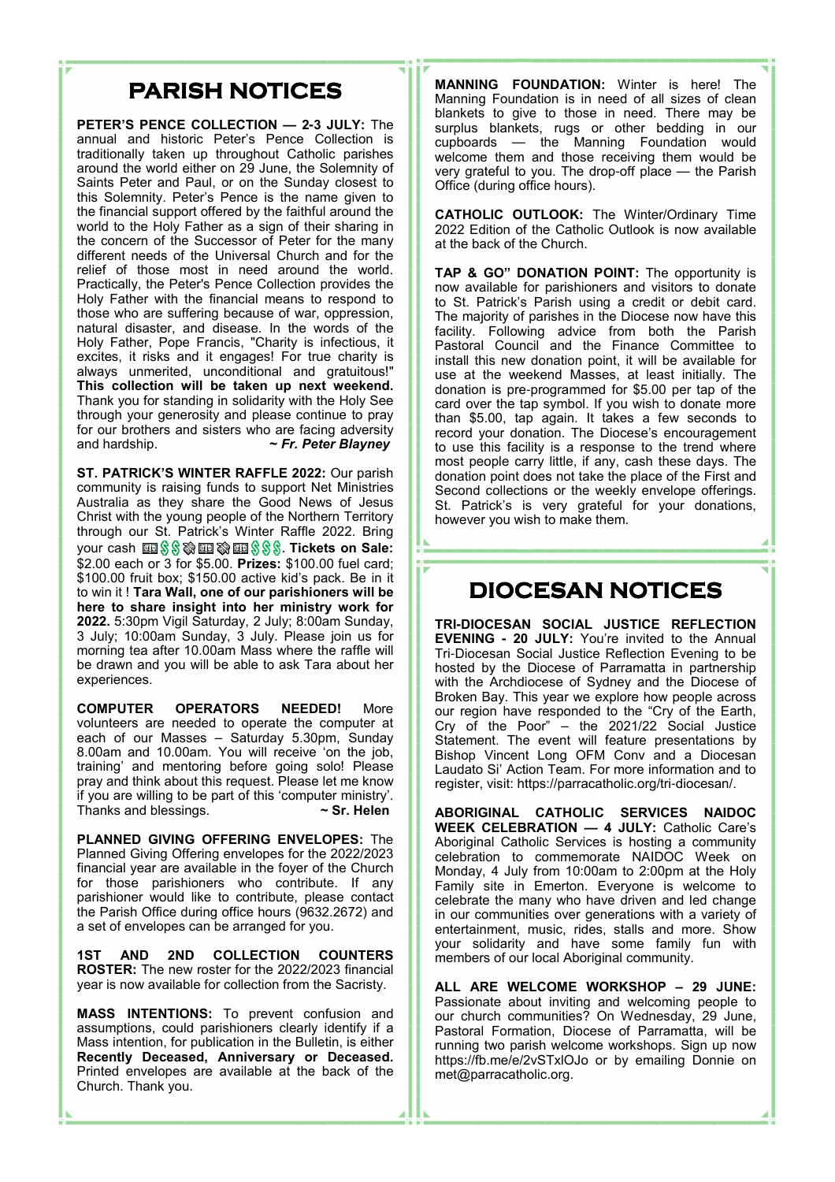# PARISH NOTICES

**PETER'S PENCE COLLECTION — 2-3 JULY:** The annual and historic Peter's Pence Collection is traditionally taken up throughout Catholic parishes around the world either on 29 June, the Solemnity of Saints Peter and Paul, or on the Sunday closest to this Solemnity. Peter's Pence is the name given to the financial support offered by the faithful around the world to the Holy Father as a sign of their sharing in the concern of the Successor of Peter for the many different needs of the Universal Church and for the relief of those most in need around the world. Practically, the Peter's Pence Collection provides the Holy Father with the financial means to respond to those who are suffering because of war, oppression, natural disaster, and disease. In the words of the Holy Father, Pope Francis, "Charity is infectious, it excites, it risks and it engages! For true charity is always unmerited, unconditional and gratuitous!" **This collection will be taken up next weekend.** Thank you for standing in solidarity with the Holy See through your generosity and please continue to pray for our brothers and sisters who are facing adversity and hardship. ***~ Fr. Peter Blayney***

**ST. PATRICK'S WINTER RAFFLE 2022:** Our parish community is raising funds to support Net Ministries Australia as they share the Good News of Jesus Christ with the young people of the Northern Territory through our St. Patrick's Winter Raffle 2022. Bring your cash 💵💲💲💸💵💸💵💲💲💲. **Tickets on Sale:** $2.00 each or 3 for $5.00. **Prizes:** $100.00 fuel card; $100.00 fruit box; $150.00 active kid's pack. Be in it to win it ! **Tara Wall, one of our parishioners will be here to share insight into her ministry work for 2022.** 5:30pm Vigil Saturday, 2 July; 8:00am Sunday, 3 July; 10:00am Sunday, 3 July. Please join us for morning tea after 10.00am Mass where the raffle will be drawn and you will be able to ask Tara about her experiences.

**COMPUTER OPERATORS NEEDED!** More volunteers are needed to operate the computer at each of our Masses – Saturday 5.30pm, Sunday 8.00am and 10.00am. You will receive 'on the job, training' and mentoring before going solo! Please pray and think about this request. Please let me know if you are willing to be part of this 'computer ministry'. Thanks and blessings. **~ Sr. Helen**

**PLANNED GIVING OFFERING ENVELOPES:** The Planned Giving Offering envelopes for the 2022/2023 financial year are available in the foyer of the Church for those parishioners who contribute. If any parishioner would like to contribute, please contact the Parish Office during office hours (9632.2672) and a set of envelopes can be arranged for you.

**1ST AND 2ND COLLECTION COUNTERS ROSTER:** The new roster for the 2022/2023 financial year is now available for collection from the Sacristy.

**MASS INTENTIONS:** To prevent confusion and assumptions, could parishioners clearly identify if a Mass intention, for publication in the Bulletin, is either **Recently Deceased, Anniversary or Deceased.** Printed envelopes are available at the back of the Church. Thank you.

**MANNING FOUNDATION:** Winter is here! The Manning Foundation is in need of all sizes of clean blankets to give to those in need. There may be surplus blankets, rugs or other bedding in our cupboards — the Manning Foundation would welcome them and those receiving them would be very grateful to you. The drop-off place — the Parish Office (during office hours).

**CATHOLIC OUTLOOK:** The Winter/Ordinary Time 2022 Edition of the Catholic Outlook is now available at the back of the Church.

**TAP & GO" DONATION POINT:** The opportunity is now available for parishioners and visitors to donate to St. Patrick's Parish using a credit or debit card. The majority of parishes in the Diocese now have this facility. Following advice from both the Parish Pastoral Council and the Finance Committee to install this new donation point, it will be available for use at the weekend Masses, at least initially. The donation is pre-programmed for $5.00 per tap of the card over the tap symbol. If you wish to donate more than $5.00, tap again. It takes a few seconds to record your donation. The Diocese's encouragement to use this facility is a response to the trend where most people carry little, if any, cash these days. The donation point does not take the place of the First and Second collections or the weekly envelope offerings. St. Patrick's is very grateful for your donations, however you wish to make them.

# DIOCESAN NOTICES

**TRI-DIOCESAN SOCIAL JUSTICE REFLECTION EVENING - 20 JULY:** You're invited to the Annual Tri-Diocesan Social Justice Reflection Evening to be hosted by the Diocese of Parramatta in partnership with the Archdiocese of Sydney and the Diocese of Broken Bay. This year we explore how people across our region have responded to the "Cry of the Earth, Cry of the Poor" – the 2021/22 Social Justice Statement. The event will feature presentations by Bishop Vincent Long OFM Conv and a Diocesan Laudato Si' Action Team. For more information and to register, visit: https://parracatholic.org/tri-diocesan/.

**ABORIGINAL CATHOLIC SERVICES NAIDOC WEEK CELEBRATION — 4 JULY:** Catholic Care's Aboriginal Catholic Services is hosting a community celebration to commemorate NAIDOC Week on Monday, 4 July from 10:00am to 2:00pm at the Holy Family site in Emerton. Everyone is welcome to celebrate the many who have driven and led change in our communities over generations with a variety of entertainment, music, rides, stalls and more. Show your solidarity and have some family fun with members of our local Aboriginal community.

**ALL ARE WELCOME WORKSHOP – 29 JUNE:** Passionate about inviting and welcoming people to our church communities? On Wednesday, 29 June, Pastoral Formation, Diocese of Parramatta, will be running two parish welcome workshops. Sign up now https://fb.me/e/2vSTxlOJo or by emailing Donnie on met@parracatholic.org.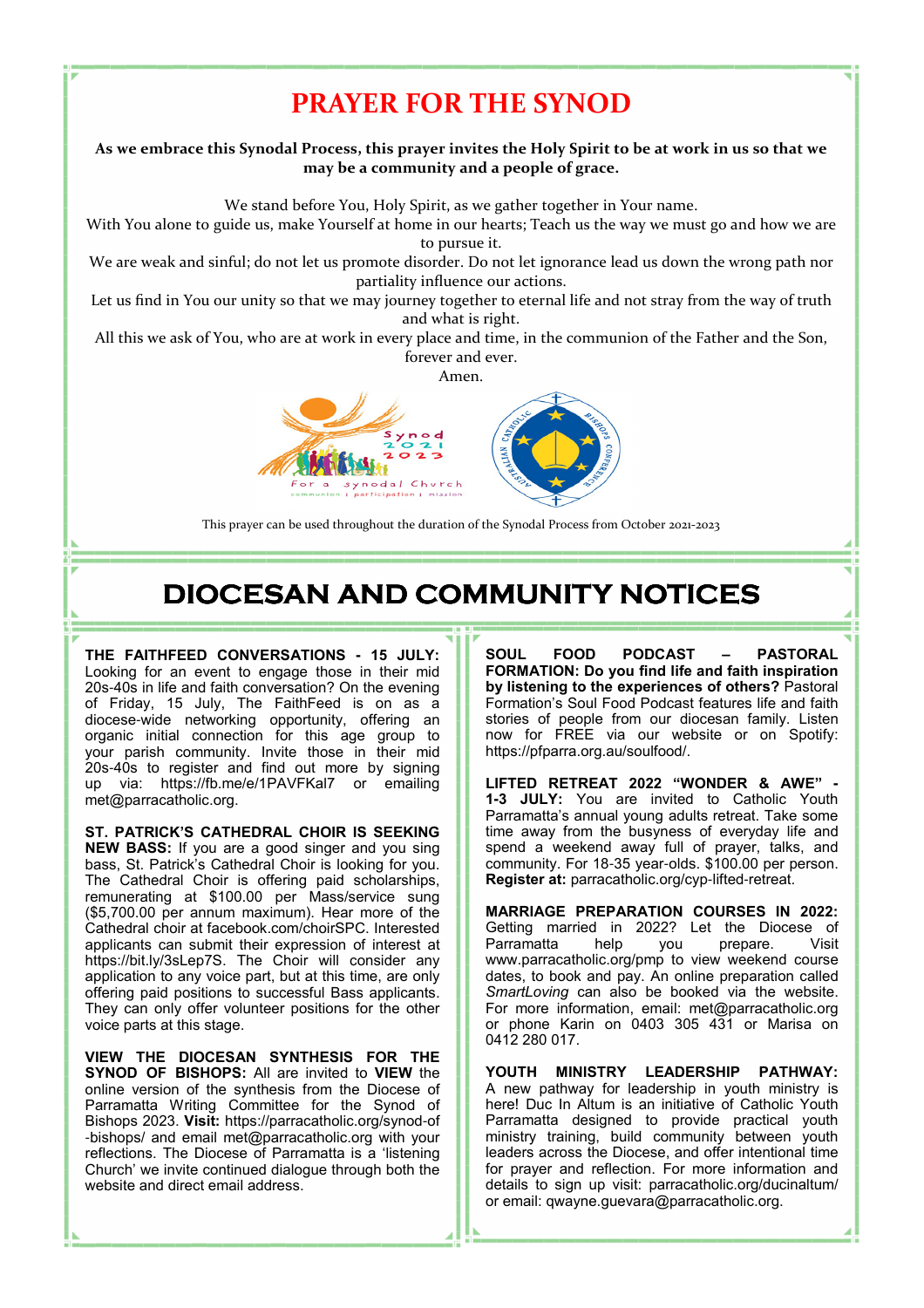# PRAYER FOR THE SYNOD

**As we embrace this Synodal Process, this prayer invites the Holy Spirit to be at work in us so that we may be a community and a people of grace.**

We stand before You, Holy Spirit, as we gather together in Your name.
With You alone to guide us, make Yourself at home in our hearts; Teach us the way we must go and how we are to pursue it.
We are weak and sinful; do not let us promote disorder. Do not let ignorance lead us down the wrong path nor partiality influence our actions.
Let us find in You our unity so that we may journey together to eternal life and not stray from the way of truth and what is right.
All this we ask of You, who are at work in every place and time, in the communion of the Father and the Son, forever and ever.
Amen.

This prayer can be used throughout the duration of the Synodal Process from October 2021-2023

# DIOCESAN AND COMMUNITY NOTICES

**THE FAITHFEED CONVERSATIONS - 15 JULY:** Looking for an event to engage those in their mid 20s-40s in life and faith conversation? On the evening of Friday, 15 July, The FaithFeed is on as a diocese-wide networking opportunity, offering an organic initial connection for this age group to your parish community. Invite those in their mid 20s-40s to register and find out more by signing up via: https://fb.me/e/1PAVFKal7 or emailing met@parracatholic.org.

**ST. PATRICK'S CATHEDRAL CHOIR IS SEEKING NEW BASS:** If you are a good singer and you sing bass, St. Patrick's Cathedral Choir is looking for you. The Cathedral Choir is offering paid scholarships, remunerating at $100.00 per Mass/service sung ($5,700.00 per annum maximum). Hear more of the Cathedral choir at facebook.com/choirSPC. Interested applicants can submit their expression of interest at https://bit.ly/3sLep7S. The Choir will consider any application to any voice part, but at this time, are only offering paid positions to successful Bass applicants. They can only offer volunteer positions for the other voice parts at this stage.

**VIEW THE DIOCESAN SYNTHESIS FOR THE SYNOD OF BISHOPS:** All are invited to **VIEW** the online version of the synthesis from the Diocese of Parramatta Writing Committee for the Synod of Bishops 2023. **Visit:** https://parracatholic.org/synod-of-bishops/ and email met@parracatholic.org with your reflections. The Diocese of Parramatta is a 'listening Church' we invite continued dialogue through both the website and direct email address.

**SOUL FOOD PODCAST – PASTORAL FORMATION: Do you find life and faith inspiration by listening to the experiences of others?** Pastoral Formation's Soul Food Podcast features life and faith stories of people from our diocesan family. Listen now for FREE via our website or on Spotify: https://pfparra.org.au/soulfood/.

**LIFTED RETREAT 2022 "WONDER & AWE" - 1-3 JULY:** You are invited to Catholic Youth Parramatta's annual young adults retreat. Take some time away from the busyness of everyday life and spend a weekend away full of prayer, talks, and community. For 18-35 year-olds. $100.00 per person. **Register at:** parracatholic.org/cyp-lifted-retreat.

**MARRIAGE PREPARATION COURSES IN 2022:** Getting married in 2022? Let the Diocese of Parramatta help you prepare. Visit www.parracatholic.org/pmp to view weekend course dates, to book and pay. An online preparation called *SmartLoving* can also be booked via the website. For more information, email: met@parracatholic.org or phone Karin on 0403 305 431 or Marisa on 0412 280 017.

**YOUTH MINISTRY LEADERSHIP PATHWAY:** A new pathway for leadership in youth ministry is here! Duc In Altum is an initiative of Catholic Youth Parramatta designed to provide practical youth ministry training, build community between youth leaders across the Diocese, and offer intentional time for prayer and reflection. For more information and details to sign up visit: parracatholic.org/ducinaltum/ or email: qwayne.guevara@parracatholic.org.